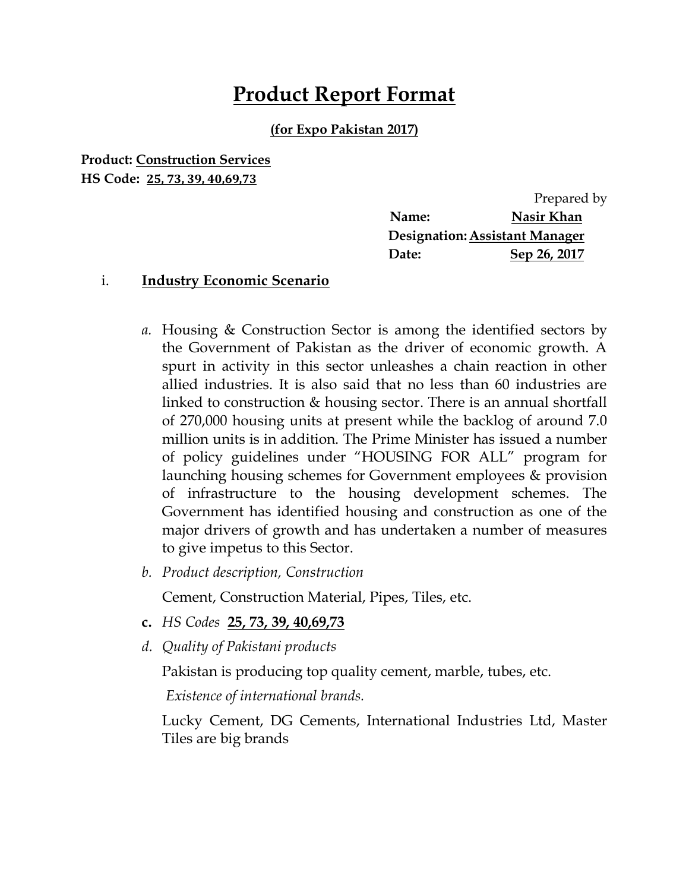# Product Report Format

**(for Expo Pakistan 2017)**

**Product: Construction Services**
**HS Code: 25, 73, 39, 40,69,73**

Prepared by
**Name:** **Nasir Khan**
**Designation: Assistant Manager**
**Date:** **Sep 26, 2017**

i. **Industry Economic Scenario**

*a.* Housing & Construction Sector is among the identified sectors by the Government of Pakistan as the driver of economic growth. A spurt in activity in this sector unleashes a chain reaction in other allied industries. It is also said that no less than 60 industries are linked to construction & housing sector. There is an annual shortfall of 270,000 housing units at present while the backlog of around 7.0 million units is in addition. The Prime Minister has issued a number of policy guidelines under "HOUSING FOR ALL" program for launching housing schemes for Government employees & provision of infrastructure to the housing development schemes. The Government has identified housing and construction as one of the major drivers of growth and has undertaken a number of measures to give impetus to this Sector.

*b. Product description, Construction*

Cement, Construction Material, Pipes, Tiles, etc.

**c.** *HS Codes* **25, 73, 39, 40,69,73**

*d. Quality of Pakistani products*

Pakistan is producing top quality cement, marble, tubes, etc.

*Existence of international brands.*

Lucky Cement, DG Cements, International Industries Ltd, Master Tiles are big brands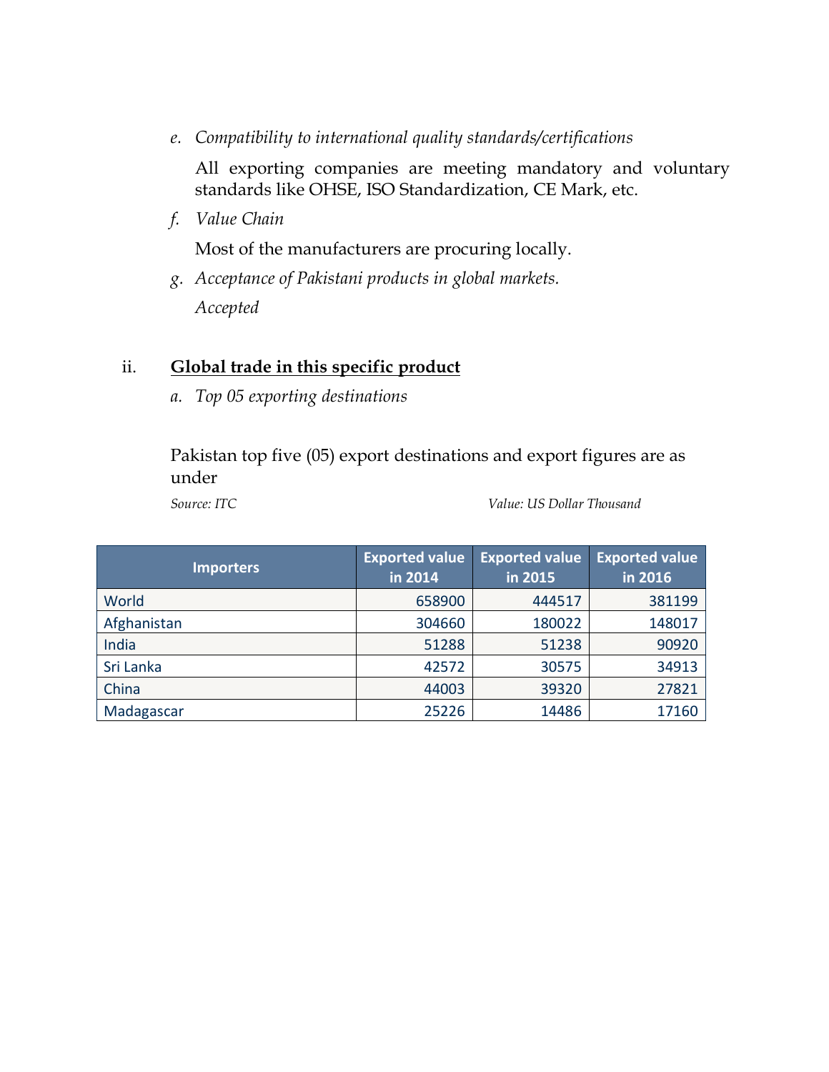*e. Compatibility to international quality standards/certifications*

All exporting companies are meeting mandatory and voluntary standards like OHSE, ISO Standardization, CE Mark, etc.

*f. Value Chain*

Most of the manufacturers are procuring locally.

*g. Acceptance of Pakistani products in global markets.*

*Accepted*

ii. **<u>Global trade in this specific product</u>**

*a. Top 05 exporting destinations*

Pakistan top five (05) export destinations and export figures are as under

*Source: ITC* *Value: US Dollar Thousand*

| Importers | Exported value in 2014 | Exported value in 2015 | Exported value in 2016 |
|---|---|---|---|
| World | 658900 | 444517 | 381199 |
| Afghanistan | 304660 | 180022 | 148017 |
| India | 51288 | 51238 | 90920 |
| Sri Lanka | 42572 | 30575 | 34913 |
| China | 44003 | 39320 | 27821 |
| Madagascar | 25226 | 14486 | 17160 |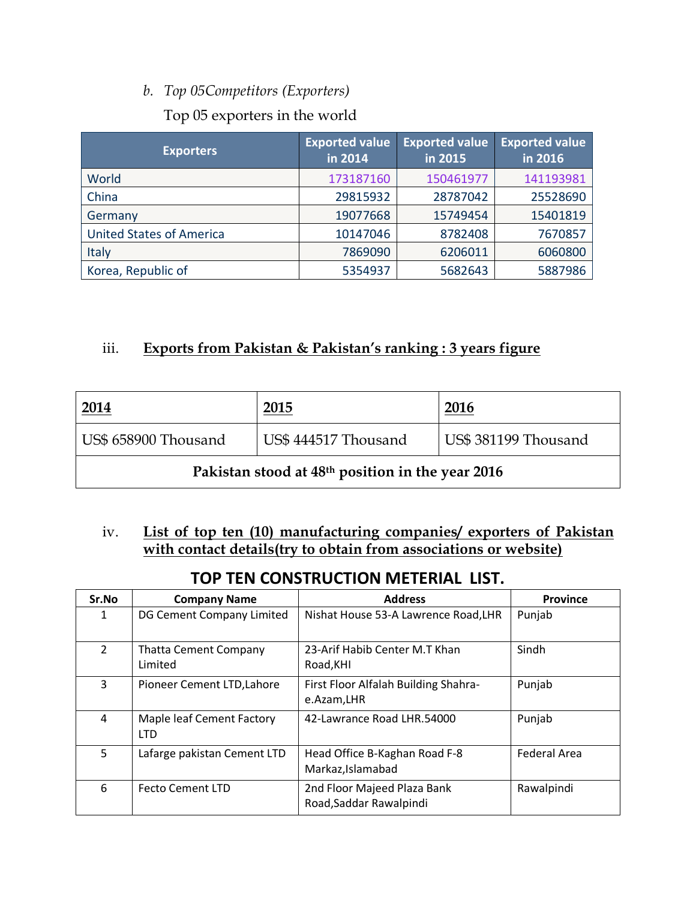b. *Top 05Competitors (Exporters)*

Top 05 exporters in the world

| Exporters | Exported value in 2014 | Exported value in 2015 | Exported value in 2016 |
|---|---|---|---|
| World | 173187160 | 150461977 | 141193981 |
| China | 29815932 | 28787042 | 25528690 |
| Germany | 19077668 | 15749454 | 15401819 |
| United States of America | 10147046 | 8782408 | 7670857 |
| Italy | 7869090 | 6206011 | 6060800 |
| Korea, Republic of | 5354937 | 5682643 | 5887986 |

iii. **Exports from Pakistan & Pakistan's ranking : 3 years figure**

| 2014 | 2015 | 2016 |
|---|---|---|
| US$ 658900 Thousand | US$ 444517 Thousand | US$ 381199 Thousand |
| **Pakistan stood at 48th position in the year 2016** | | |

iv. **List of top ten (10) manufacturing companies/ exporters of Pakistan with contact details(try to obtain from associations or website)**

## TOP TEN CONSTRUCTION METERIAL LIST.

| Sr.No | Company Name | Address | Province |
|---|---|---|---|
| 1 | DG Cement Company Limited | Nishat House 53-A Lawrence Road,LHR | Punjab |
| 2 | Thatta Cement Company Limited | 23-Arif Habib Center M.T Khan Road,KHI | Sindh |
| 3 | Pioneer Cement LTD,Lahore | First Floor Alfalah Building Shahra-e.Azam,LHR | Punjab |
| 4 | Maple leaf Cement Factory LTD | 42-Lawrance Road LHR.54000 | Punjab |
| 5 | Lafarge pakistan Cement LTD | Head Office B-Kaghan Road F-8 Markaz,Islamabad | Federal Area |
| 6 | Fecto Cement LTD | 2nd Floor Majeed Plaza Bank Road,Saddar Rawalpindi | Rawalpindi |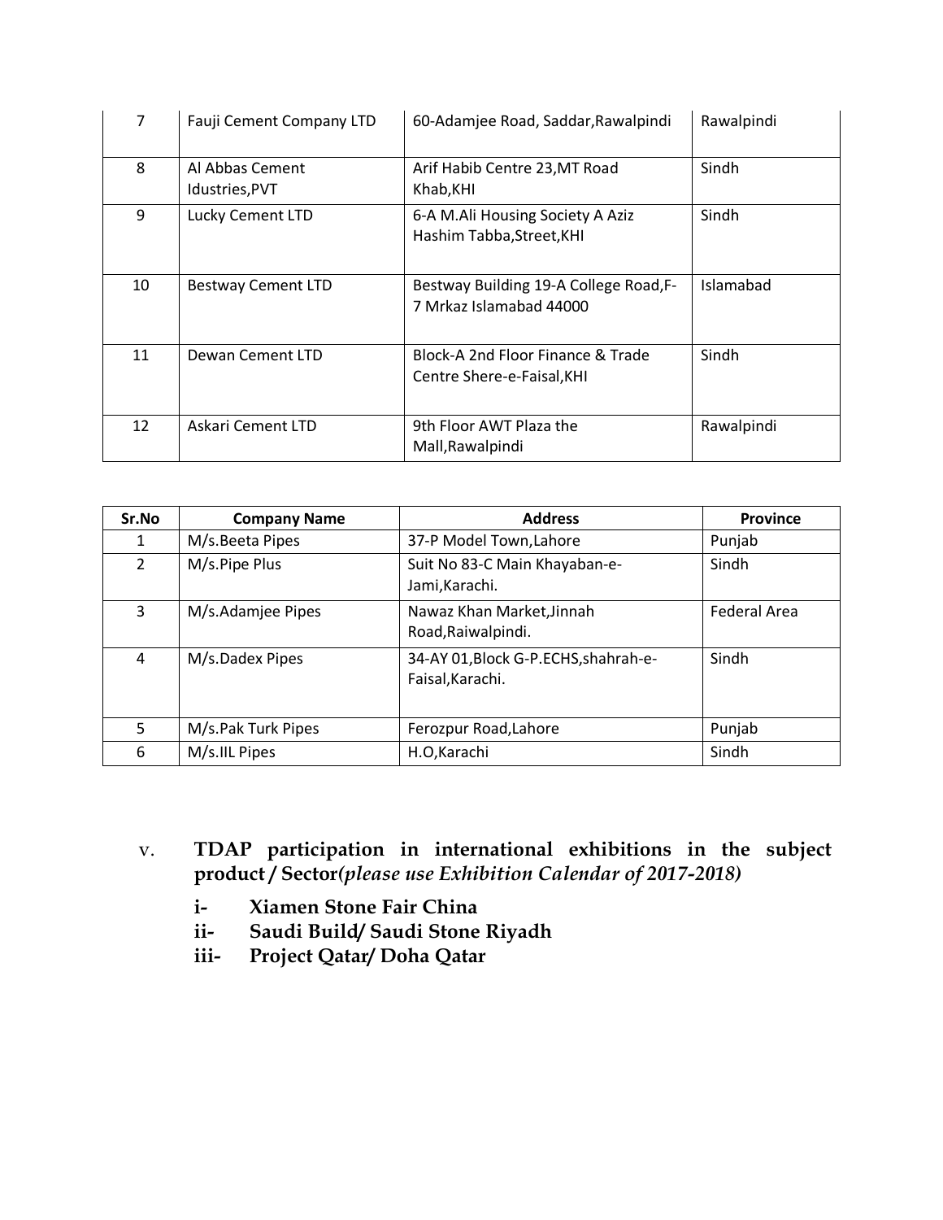| | | | |
|---|---|---|---|
| 7 | Fauji Cement Company LTD | 60-Adamjee Road, Saddar,Rawalpindi | Rawalpindi |
| 8 | Al Abbas Cement Idustries,PVT | Arif Habib Centre 23,MT Road Khab,KHI | Sindh |
| 9 | Lucky Cement LTD | 6-A M.Ali Housing Society A Aziz Hashim Tabba,Street,KHI | Sindh |
| 10 | Bestway Cement LTD | Bestway Building 19-A College Road,F-7 Mrkaz Islamabad 44000 | Islamabad |
| 11 | Dewan Cement LTD | Block-A 2nd Floor Finance & Trade Centre Shere-e-Faisal,KHI | Sindh |
| 12 | Askari Cement LTD | 9th Floor AWT Plaza the Mall,Rawalpindi | Rawalpindi |

| Sr.No | Company Name | Address | Province |
|---|---|---|---|
| 1 | M/s.Beeta Pipes | 37-P Model Town,Lahore | Punjab |
| 2 | M/s.Pipe Plus | Suit No 83-C Main Khayaban-e-Jami,Karachi. | Sindh |
| 3 | M/s.Adamjee Pipes | Nawaz Khan Market,Jinnah Road,Raiwalpindi. | Federal Area |
| 4 | M/s.Dadex Pipes | 34-AY 01,Block G-P.ECHS,shahrah-e-Faisal,Karachi. | Sindh |
| 5 | M/s.Pak Turk Pipes | Ferozpur Road,Lahore | Punjab |
| 6 | M/s.IIL Pipes | H.O,Karachi | Sindh |

v. **TDAP participation in international exhibitions in the subject product / Sector*(please use Exhibition Calendar of 2017-2018)***

- **i- Xiamen Stone Fair China**
- **ii- Saudi Build/ Saudi Stone Riyadh**
- **iii- Project Qatar/ Doha Qatar**